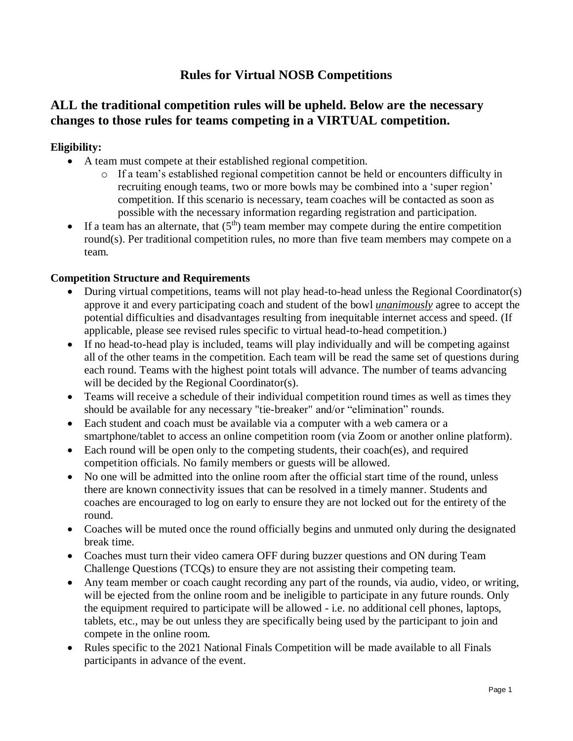# Rules for Virtual NOSB Competitions

## ALL the traditional competition rules will be upheld. Below are the necessary changes to those rules for teams competing in a VIRTUAL competition.

**Eligibility:**

- A team must compete at their established regional competition.
    - If a team's established regional competition cannot be held or encounters difficulty in recruiting enough teams, two or more bowls may be combined into a 'super region' competition. If this scenario is necessary, team coaches will be contacted as soon as possible with the necessary information regarding registration and participation.
- If a team has an alternate, that (5th) team member may compete during the entire competition round(s). Per traditional competition rules, no more than five team members may compete on a team.

**Competition Structure and Requirements**

- During virtual competitions, teams will not play head-to-head unless the Regional Coordinator(s) approve it and every participating coach and student of the bowl ***unanimously*** agree to accept the potential difficulties and disadvantages resulting from inequitable internet access and speed. (If applicable, please see revised rules specific to virtual head-to-head competition.)
- If no head-to-head play is included, teams will play individually and will be competing against all of the other teams in the competition. Each team will be read the same set of questions during each round. Teams with the highest point totals will advance. The number of teams advancing will be decided by the Regional Coordinator(s).
- Teams will receive a schedule of their individual competition round times as well as times they should be available for any necessary "tie-breaker" and/or "elimination" rounds.
- Each student and coach must be available via a computer with a web camera or a smartphone/tablet to access an online competition room (via Zoom or another online platform).
- Each round will be open only to the competing students, their coach(es), and required competition officials. No family members or guests will be allowed.
- No one will be admitted into the online room after the official start time of the round, unless there are known connectivity issues that can be resolved in a timely manner. Students and coaches are encouraged to log on early to ensure they are not locked out for the entirety of the round.
- Coaches will be muted once the round officially begins and unmuted only during the designated break time.
- Coaches must turn their video camera OFF during buzzer questions and ON during Team Challenge Questions (TCQs) to ensure they are not assisting their competing team.
- Any team member or coach caught recording any part of the rounds, via audio, video, or writing, will be ejected from the online room and be ineligible to participate in any future rounds. Only the equipment required to participate will be allowed - i.e. no additional cell phones, laptops, tablets, etc., may be out unless they are specifically being used by the participant to join and compete in the online room.
- Rules specific to the 2021 National Finals Competition will be made available to all Finals participants in advance of the event.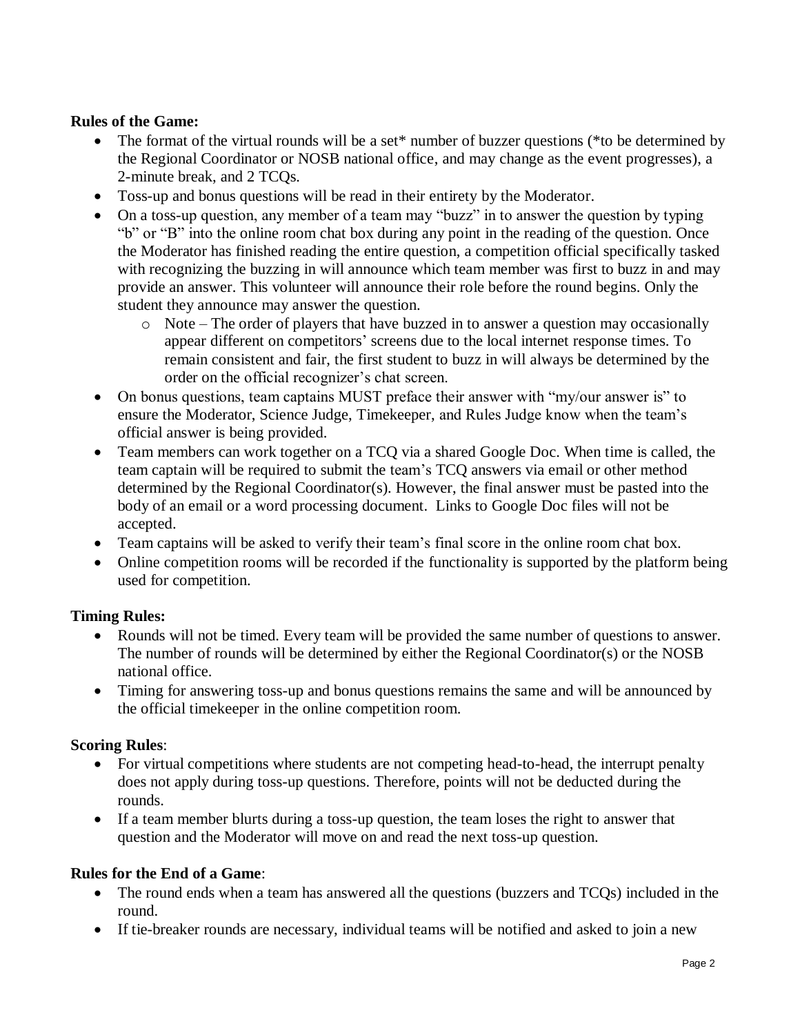**Rules of the Game:**

- The format of the virtual rounds will be a set* number of buzzer questions (*to be determined by the Regional Coordinator or NOSB national office, and may change as the event progresses), a 2-minute break, and 2 TCQs.
- Toss-up and bonus questions will be read in their entirety by the Moderator.
- On a toss-up question, any member of a team may "buzz" in to answer the question by typing "b" or "B" into the online room chat box during any point in the reading of the question. Once the Moderator has finished reading the entire question, a competition official specifically tasked with recognizing the buzzing in will announce which team member was first to buzz in and may provide an answer. This volunteer will announce their role before the round begins. Only the student they announce may answer the question.
    - Note – The order of players that have buzzed in to answer a question may occasionally appear different on competitors' screens due to the local internet response times. To remain consistent and fair, the first student to buzz in will always be determined by the order on the official recognizer's chat screen.
- On bonus questions, team captains MUST preface their answer with "my/our answer is" to ensure the Moderator, Science Judge, Timekeeper, and Rules Judge know when the team's official answer is being provided.
- Team members can work together on a TCQ via a shared Google Doc. When time is called, the team captain will be required to submit the team's TCQ answers via email or other method determined by the Regional Coordinator(s). However, the final answer must be pasted into the body of an email or a word processing document. Links to Google Doc files will not be accepted.
- Team captains will be asked to verify their team's final score in the online room chat box.
- Online competition rooms will be recorded if the functionality is supported by the platform being used for competition.

**Timing Rules:**

- Rounds will not be timed. Every team will be provided the same number of questions to answer. The number of rounds will be determined by either the Regional Coordinator(s) or the NOSB national office.
- Timing for answering toss-up and bonus questions remains the same and will be announced by the official timekeeper in the online competition room.

**Scoring Rules**:

- For virtual competitions where students are not competing head-to-head, the interrupt penalty does not apply during toss-up questions. Therefore, points will not be deducted during the rounds.
- If a team member blurts during a toss-up question, the team loses the right to answer that question and the Moderator will move on and read the next toss-up question.

**Rules for the End of a Game**:

- The round ends when a team has answered all the questions (buzzers and TCQs) included in the round.
- If tie-breaker rounds are necessary, individual teams will be notified and asked to join a new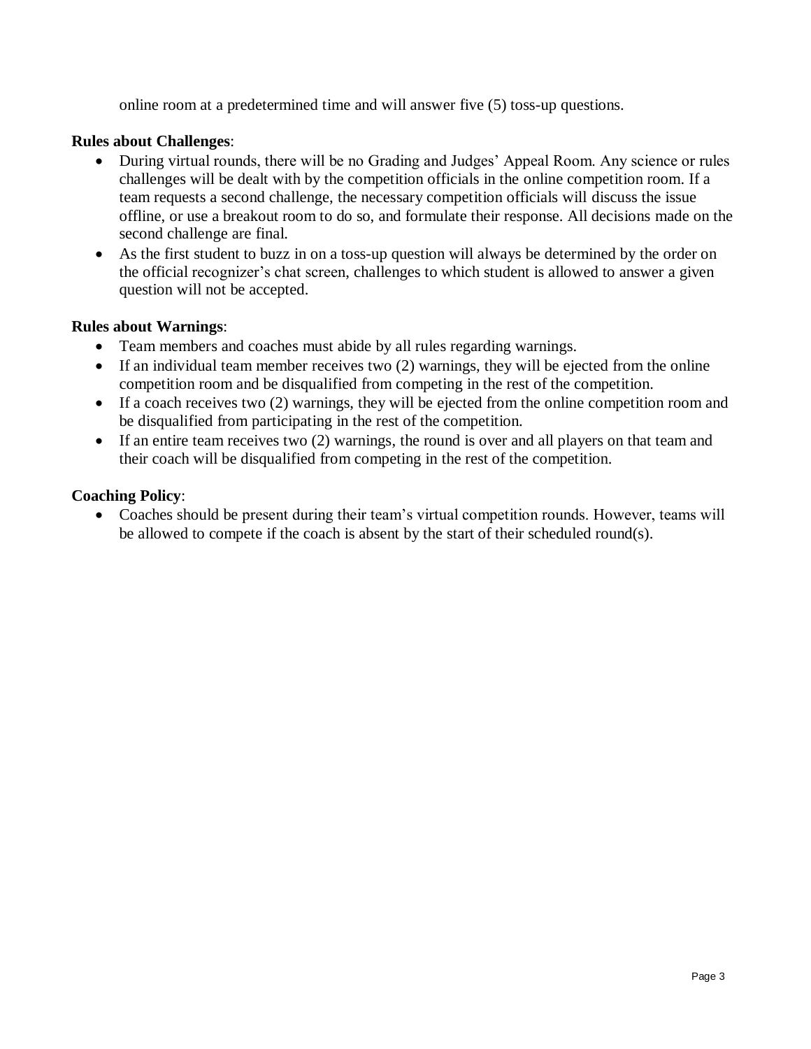online room at a predetermined time and will answer five (5) toss-up questions.

**Rules about Challenges**:

- During virtual rounds, there will be no Grading and Judges' Appeal Room. Any science or rules challenges will be dealt with by the competition officials in the online competition room. If a team requests a second challenge, the necessary competition officials will discuss the issue offline, or use a breakout room to do so, and formulate their response. All decisions made on the second challenge are final.
- As the first student to buzz in on a toss-up question will always be determined by the order on the official recognizer's chat screen, challenges to which student is allowed to answer a given question will not be accepted.

**Rules about Warnings**:

- Team members and coaches must abide by all rules regarding warnings.
- If an individual team member receives two (2) warnings, they will be ejected from the online competition room and be disqualified from competing in the rest of the competition.
- If a coach receives two (2) warnings, they will be ejected from the online competition room and be disqualified from participating in the rest of the competition.
- If an entire team receives two (2) warnings, the round is over and all players on that team and their coach will be disqualified from competing in the rest of the competition.

**Coaching Policy**:

- Coaches should be present during their team's virtual competition rounds. However, teams will be allowed to compete if the coach is absent by the start of their scheduled round(s).